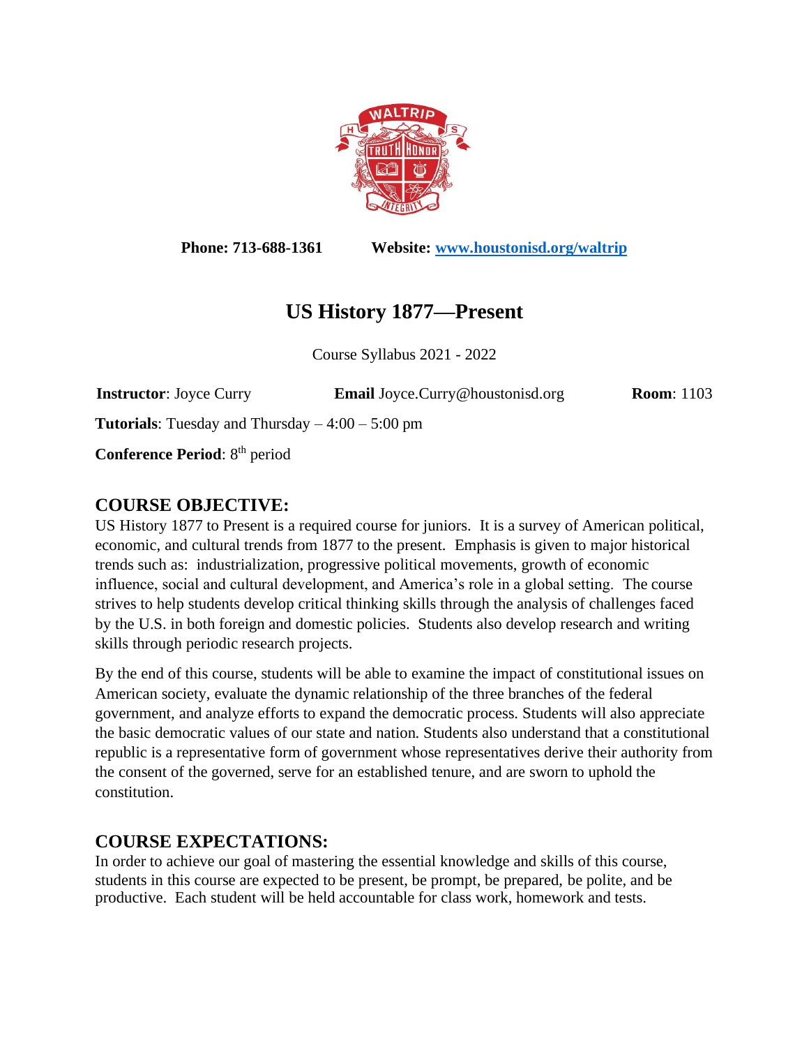**Phone: 713-688-1361** **Website: [www.houstonisd.org/waltrip](http://www.houstonisd.org/waltrip)**

# US History 1877—Present

Course Syllabus 2021 - 2022

**Instructor**: Joyce Curry **Email** Joyce.Curry@houstonisd.org **Room**: 1103

**Tutorials**: Tuesday and Thursday – 4:00 – 5:00 pm

**Conference Period**: 8th period

## COURSE OBJECTIVE:

US History 1877 to Present is a required course for juniors. It is a survey of American political, economic, and cultural trends from 1877 to the present. Emphasis is given to major historical trends such as: industrialization, progressive political movements, growth of economic influence, social and cultural development, and America's role in a global setting. The course strives to help students develop critical thinking skills through the analysis of challenges faced by the U.S. in both foreign and domestic policies. Students also develop research and writing skills through periodic research projects.

By the end of this course, students will be able to examine the impact of constitutional issues on American society, evaluate the dynamic relationship of the three branches of the federal government, and analyze efforts to expand the democratic process. Students will also appreciate the basic democratic values of our state and nation. Students also understand that a constitutional republic is a representative form of government whose representatives derive their authority from the consent of the governed, serve for an established tenure, and are sworn to uphold the constitution.

## COURSE EXPECTATIONS:

In order to achieve our goal of mastering the essential knowledge and skills of this course, students in this course are expected to be present, be prompt, be prepared, be polite, and be productive. Each student will be held accountable for class work, homework and tests.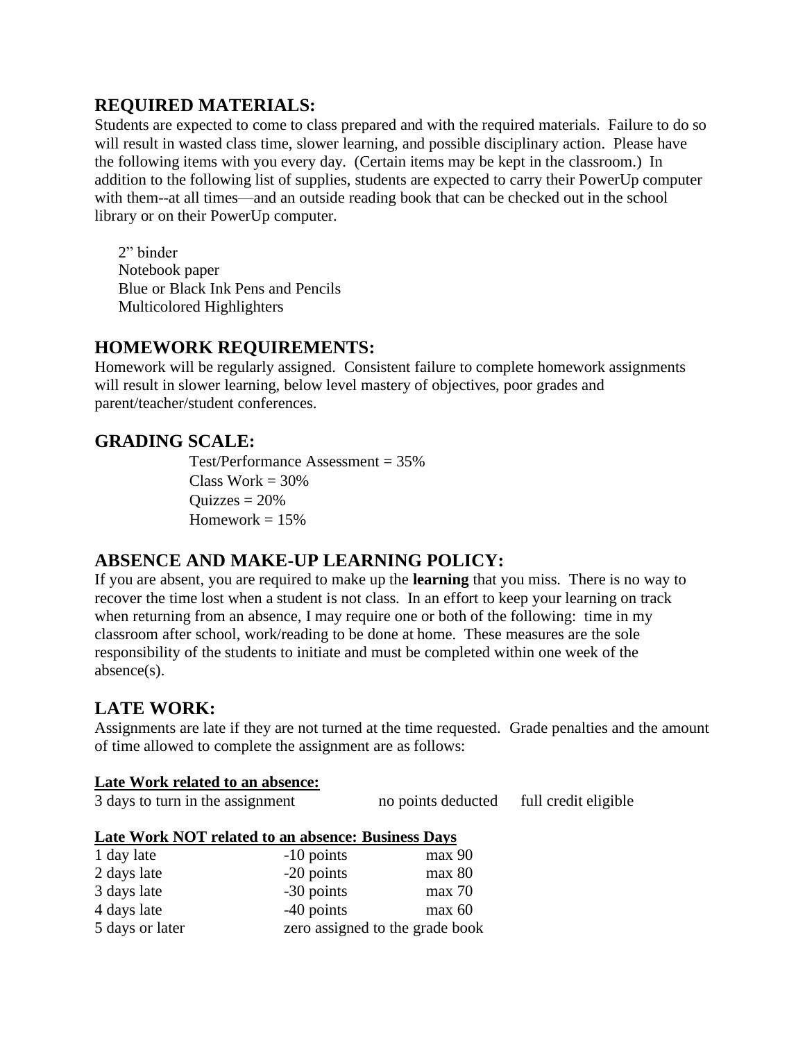## REQUIRED MATERIALS:

Students are expected to come to class prepared and with the required materials. Failure to do so will result in wasted class time, slower learning, and possible disciplinary action. Please have the following items with you every day. (Certain items may be kept in the classroom.) In addition to the following list of supplies, students are expected to carry their PowerUp computer with them--at all times—and an outside reading book that can be checked out in the school library or on their PowerUp computer.

- 2" binder
- Notebook paper
- Blue or Black Ink Pens and Pencils
- Multicolored Highlighters

## HOMEWORK REQUIREMENTS:

Homework will be regularly assigned. Consistent failure to complete homework assignments will result in slower learning, below level mastery of objectives, poor grades and parent/teacher/student conferences.

## GRADING SCALE:

Test/Performance Assessment = 35%
Class Work = 30%
Quizzes = 20%
Homework = 15%

## ABSENCE AND MAKE-UP LEARNING POLICY:

If you are absent, you are required to make up the **learning** that you miss. There is no way to recover the time lost when a student is not class. In an effort to keep your learning on track when returning from an absence, I may require one or both of the following: time in my classroom after school, work/reading to be done at home. These measures are the sole responsibility of the students to initiate and must be completed within one week of the absence(s).

## LATE WORK:

Assignments are late if they are not turned at the time requested. Grade penalties and the amount of time allowed to complete the assignment are as follows:

**Late Work related to an absence:**

| | | |
|---|---|---|
| 3 days to turn in the assignment | no points deducted | full credit eligible |

**Late Work NOT related to an absence: Business Days**

| | | |
|---|---|---|
| 1 day late | -10 points | max 90 |
| 2 days late | -20 points | max 80 |
| 3 days late | -30 points | max 70 |
| 4 days late | -40 points | max 60 |
| 5 days or later | zero assigned to the grade book | |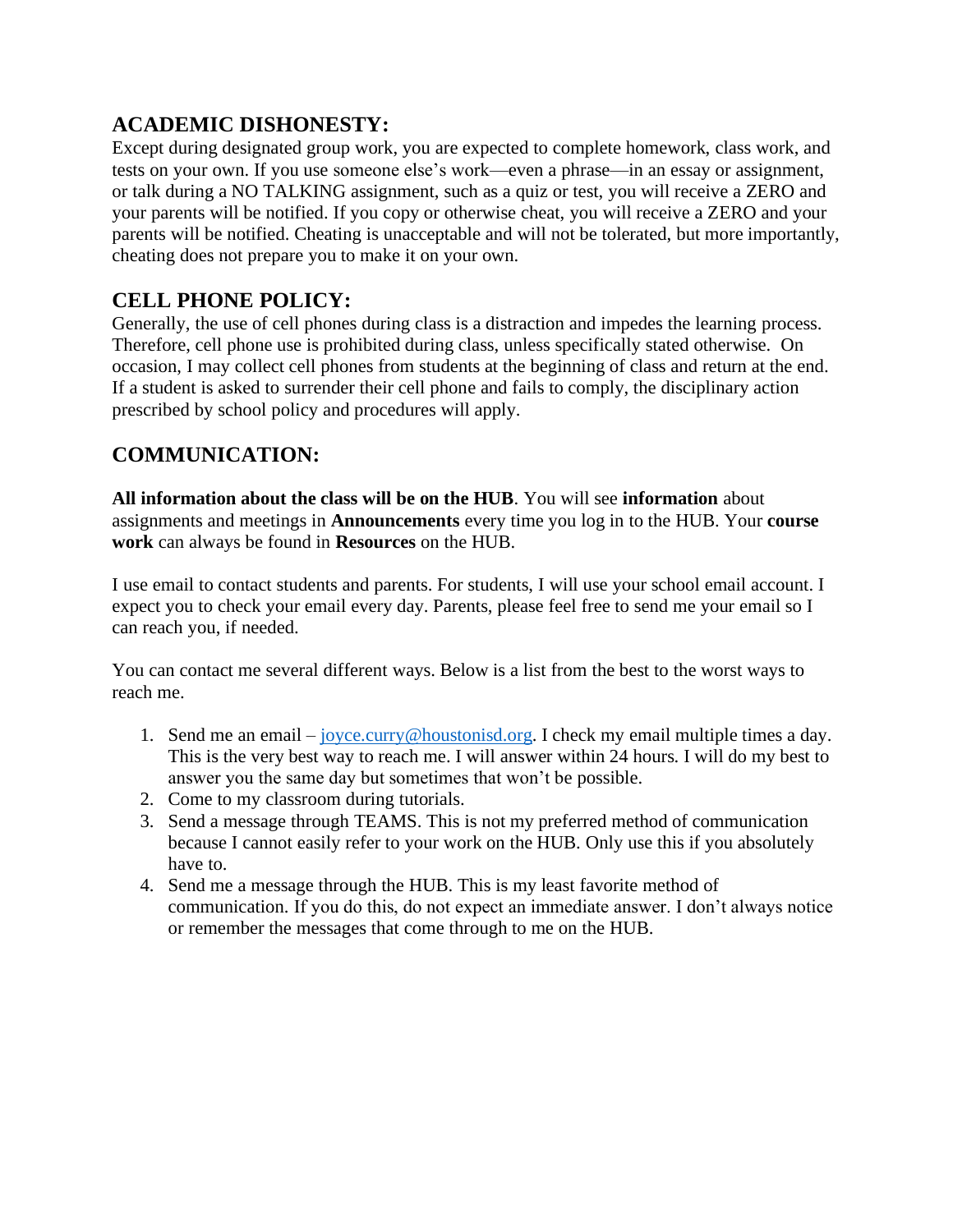## ACADEMIC DISHONESTY:

Except during designated group work, you are expected to complete homework, class work, and tests on your own. If you use someone else's work—even a phrase—in an essay or assignment, or talk during a NO TALKING assignment, such as a quiz or test, you will receive a ZERO and your parents will be notified. If you copy or otherwise cheat, you will receive a ZERO and your parents will be notified. Cheating is unacceptable and will not be tolerated, but more importantly, cheating does not prepare you to make it on your own.

## CELL PHONE POLICY:

Generally, the use of cell phones during class is a distraction and impedes the learning process. Therefore, cell phone use is prohibited during class, unless specifically stated otherwise. On occasion, I may collect cell phones from students at the beginning of class and return at the end. If a student is asked to surrender their cell phone and fails to comply, the disciplinary action prescribed by school policy and procedures will apply.

## COMMUNICATION:

**All information about the class will be on the HUB**. You will see **information** about assignments and meetings in **Announcements** every time you log in to the HUB. Your **course work** can always be found in **Resources** on the HUB.

I use email to contact students and parents. For students, I will use your school email account. I expect you to check your email every day. Parents, please feel free to send me your email so I can reach you, if needed.

You can contact me several different ways. Below is a list from the best to the worst ways to reach me.

1. Send me an email – [joyce.curry@houstonisd.org](mailto:joyce.curry@houstonisd.org). I check my email multiple times a day. This is the very best way to reach me. I will answer within 24 hours. I will do my best to answer you the same day but sometimes that won't be possible.
2. Come to my classroom during tutorials.
3. Send a message through TEAMS. This is not my preferred method of communication because I cannot easily refer to your work on the HUB. Only use this if you absolutely have to.
4. Send me a message through the HUB. This is my least favorite method of communication. If you do this, do not expect an immediate answer. I don't always notice or remember the messages that come through to me on the HUB.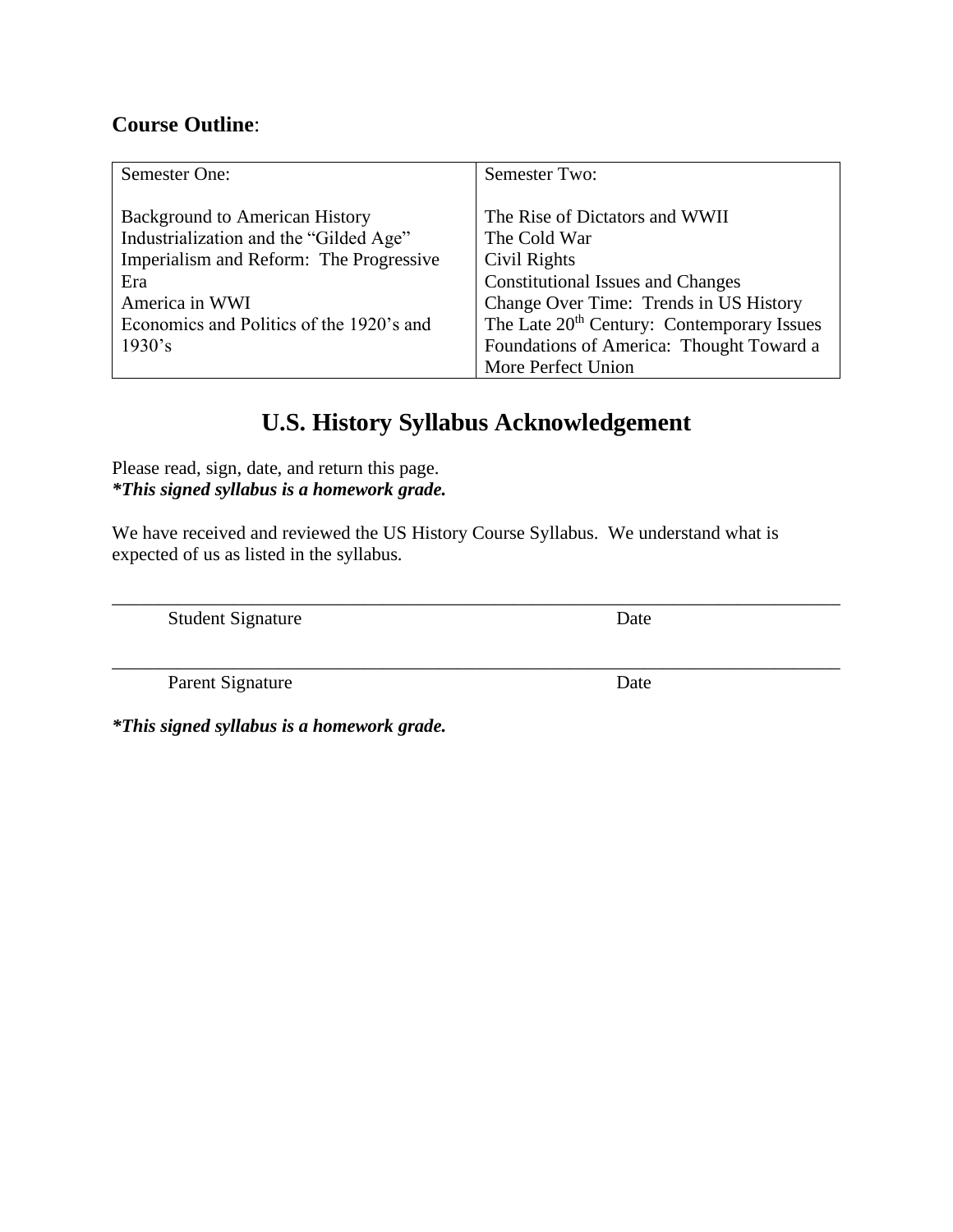**Course Outline**:

| Semester One: | Semester Two: |
| --- | --- |
| Background to American History<br>Industrialization and the "Gilded Age"<br>Imperialism and Reform: The Progressive Era<br>America in WWI<br>Economics and Politics of the 1920's and 1930's | The Rise of Dictators and WWII<br>The Cold War<br>Civil Rights<br>Constitutional Issues and Changes<br>Change Over Time: Trends in US History<br>The Late 20th Century: Contemporary Issues<br>Foundations of America: Thought Toward a More Perfect Union |

## U.S. History Syllabus Acknowledgement

Please read, sign, date, and return this page.
***This signed syllabus is a homework grade.***

We have received and reviewed the US History Course Syllabus. We understand what is expected of us as listed in the syllabus.

_______________________________________________________________________________
Student Signature                                        Date

_______________________________________________________________________________
Parent Signature                                        Date

***This signed syllabus is a homework grade.***